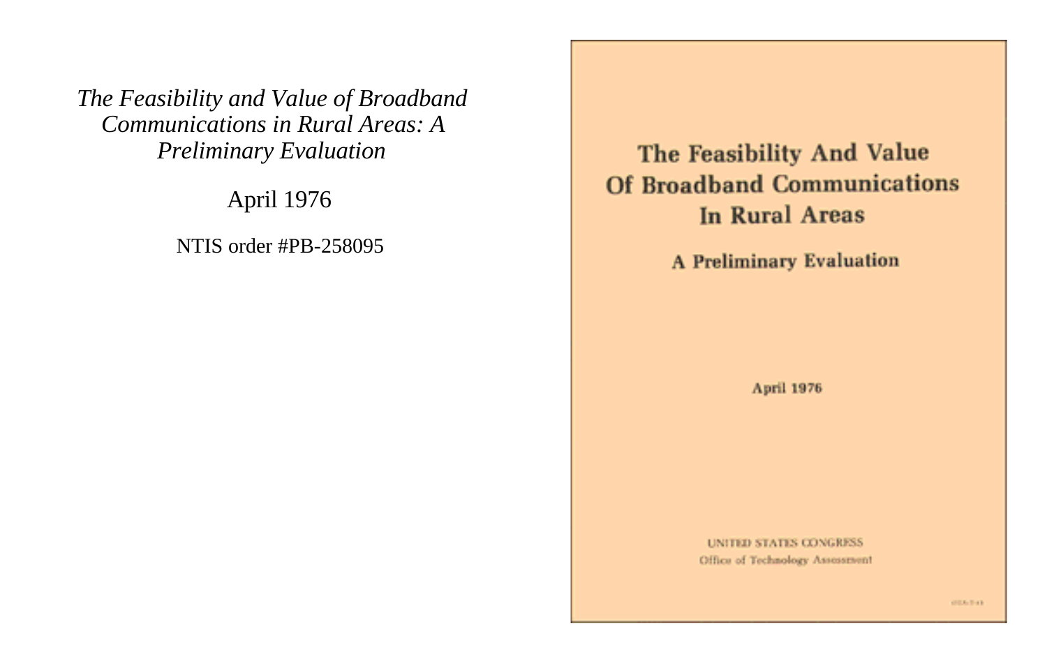*The Feasibility and Value of Broadband Communications in Rural Areas: A Preliminary Evaluation*

April 1976

NTIS order #PB-258095

# The Feasibility And Value Of Broadband Communications In Rural Areas

## A Preliminary Evaluation

April 1976

UNITED STATES CONGRESS
Office of Technology Assessment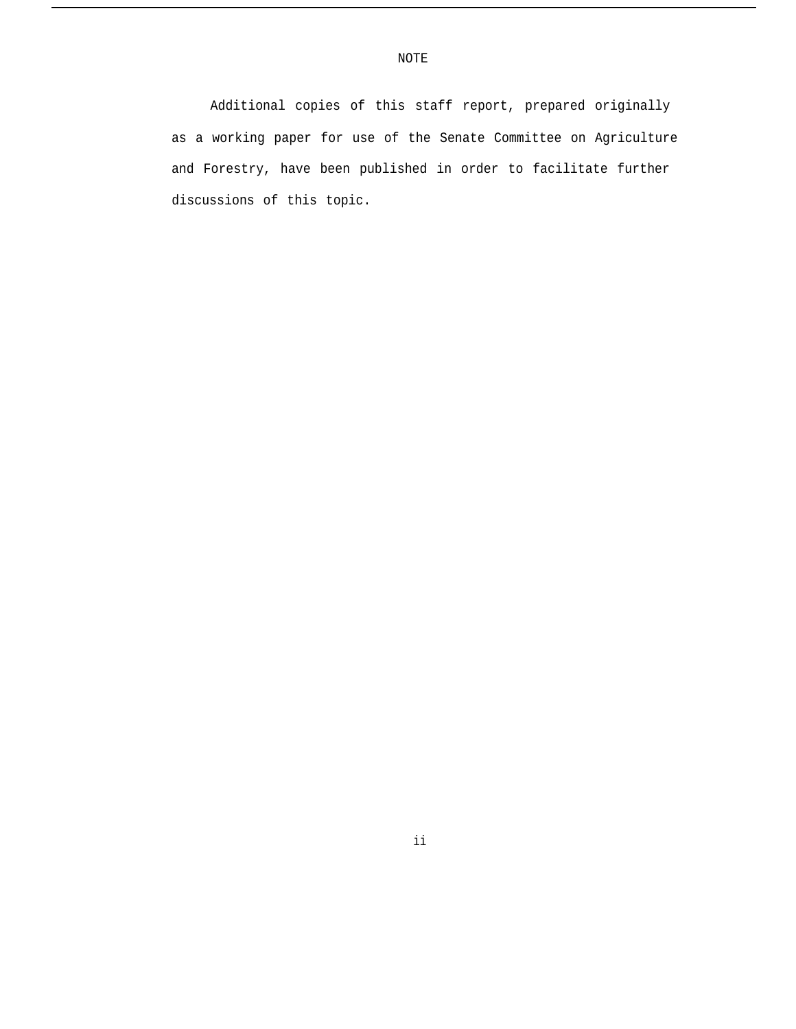NOTE

Additional copies of this staff report, prepared originally as a working paper for use of the Senate Committee on Agriculture and Forestry, have been published in order to facilitate further discussions of this topic.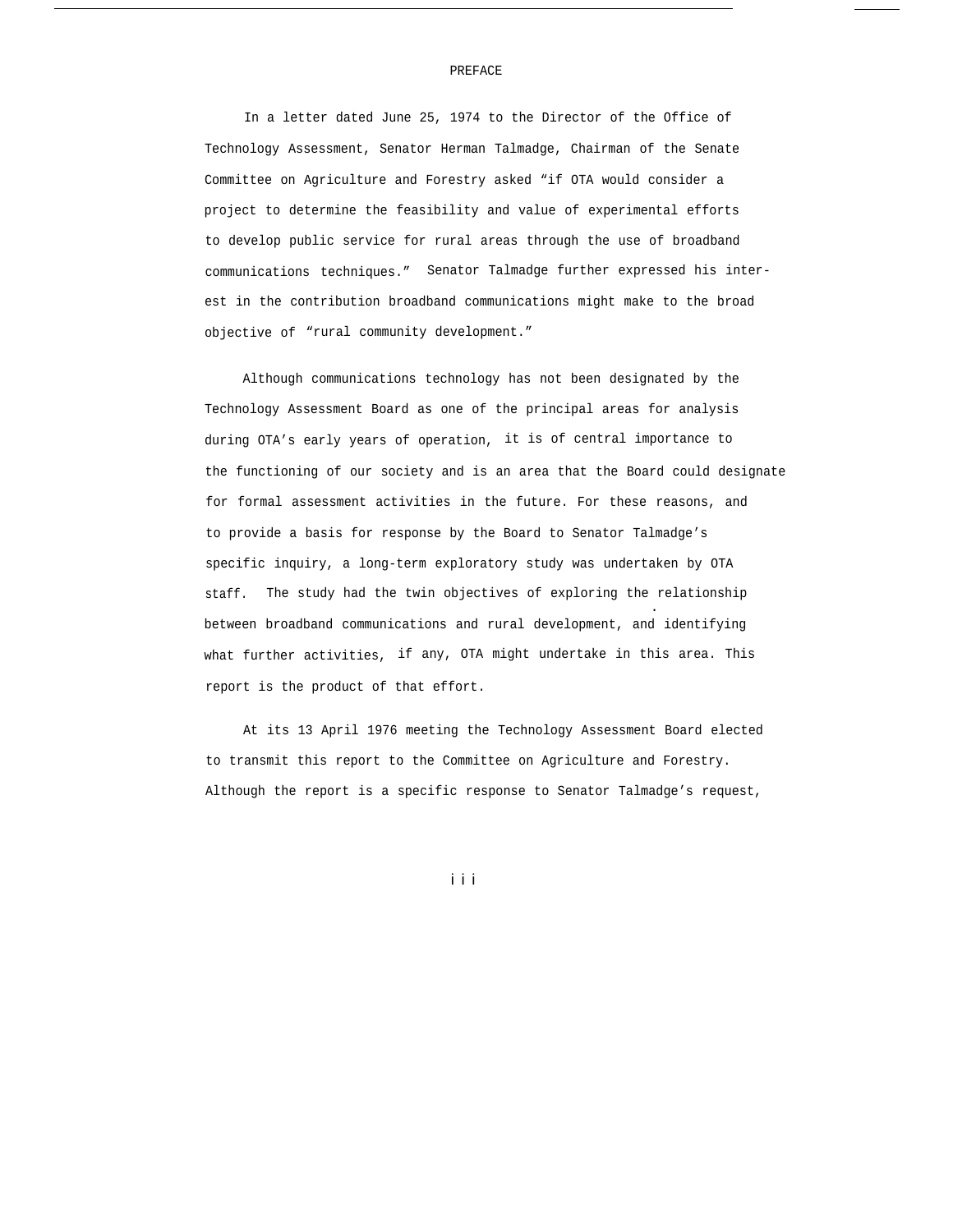# PREFACE

In a letter dated June 25, 1974 to the Director of the Office of Technology Assessment, Senator Herman Talmadge, Chairman of the Senate Committee on Agriculture and Forestry asked "if OTA would consider a project to determine the feasibility and value of experimental efforts to develop public service for rural areas through the use of broadband communications techniques." Senator Talmadge further expressed his interest in the contribution broadband communications might make to the broad objective of "rural community development."

Although communications technology has not been designated by the Technology Assessment Board as one of the principal areas for analysis during OTA's early years of operation, it is of central importance to the functioning of our society and is an area that the Board could designate for formal assessment activities in the future. For these reasons, and to provide a basis for response by the Board to Senator Talmadge's specific inquiry, a long-term exploratory study was undertaken by OTA staff. The study had the twin objectives of exploring the relationship between broadband communications and rural development, and identifying what further activities, if any, OTA might undertake in this area. This report is the product of that effort.

At its 13 April 1976 meeting the Technology Assessment Board elected to transmit this report to the Committee on Agriculture and Forestry. Although the report is a specific response to Senator Talmadge's request,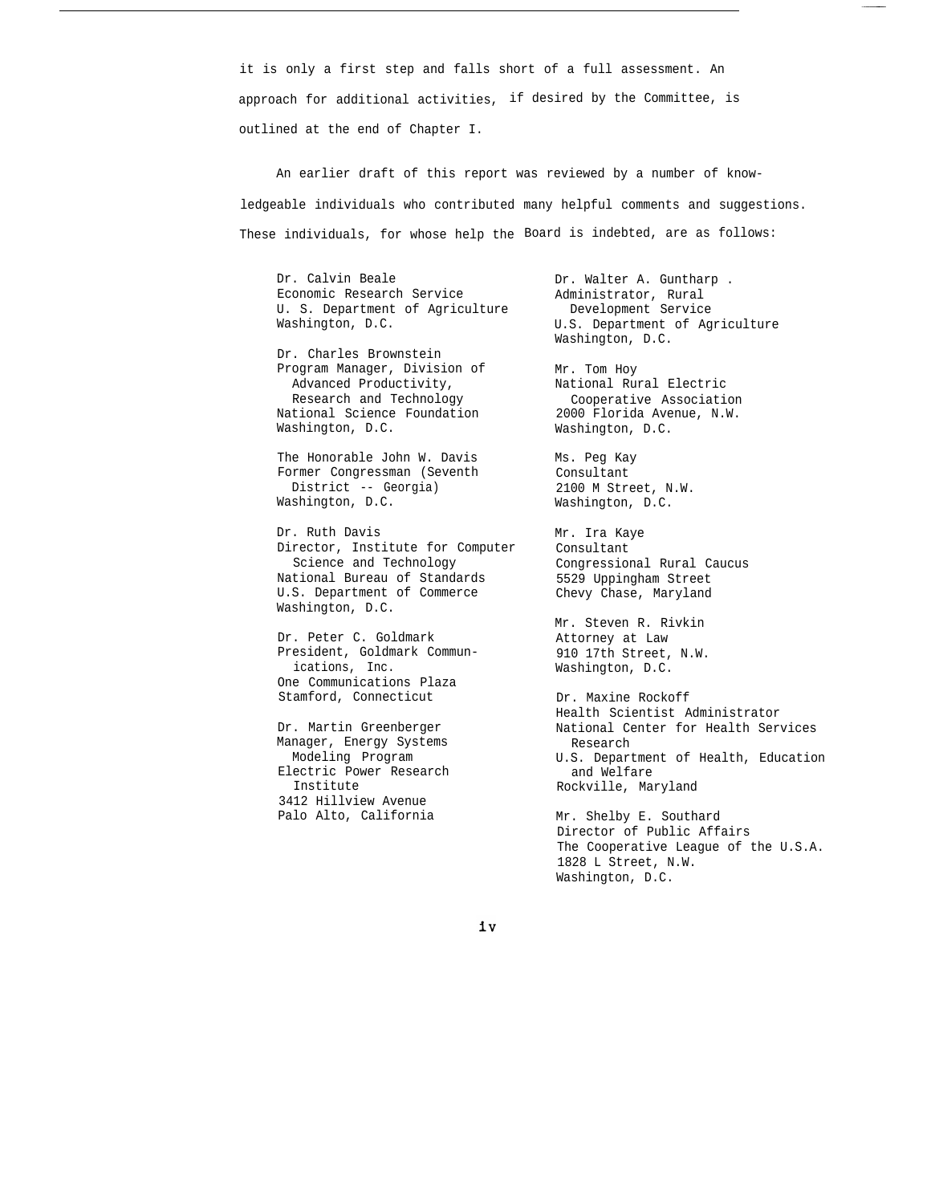it is only a first step and falls short of a full assessment. An approach for additional activities, if desired by the Committee, is outlined at the end of Chapter I.

An earlier draft of this report was reviewed by a number of knowledgeable individuals who contributed many helpful comments and suggestions. These individuals, for whose help the Board is indebted, are as follows:

Dr. Calvin Beale
Economic Research Service
U. S. Department of Agriculture
Washington, D.C.

Dr. Charles Brownstein
Program Manager, Division of Advanced Productivity, Research and Technology
National Science Foundation
Washington, D.C.

The Honorable John W. Davis
Former Congressman (Seventh District -- Georgia)
Washington, D.C.

Dr. Ruth Davis
Director, Institute for Computer Science and Technology
National Bureau of Standards
U.S. Department of Commerce
Washington, D.C.

Dr. Peter C. Goldmark
President, Goldmark Communications, Inc.
One Communications Plaza
Stamford, Connecticut

Dr. Martin Greenberger
Manager, Energy Systems Modeling Program
Electric Power Research Institute
3412 Hillview Avenue
Palo Alto, California

Dr. Walter A. Guntharp .
Administrator, Rural Development Service
U.S. Department of Agriculture
Washington, D.C.

Mr. Tom Hoy
National Rural Electric Cooperative Association
2000 Florida Avenue, N.W.
Washington, D.C.

Ms. Peg Kay
Consultant
2100 M Street, N.W.
Washington, D.C.

Mr. Ira Kaye
Consultant
Congressional Rural Caucus
5529 Uppingham Street
Chevy Chase, Maryland

Mr. Steven R. Rivkin
Attorney at Law
910 17th Street, N.W.
Washington, D.C.

Dr. Maxine Rockoff
Health Scientist Administrator
National Center for Health Services Research
U.S. Department of Health, Education and Welfare
Rockville, Maryland

Mr. Shelby E. Southard
Director of Public Affairs
The Cooperative League of the U.S.A.
1828 L Street, N.W.
Washington, D.C.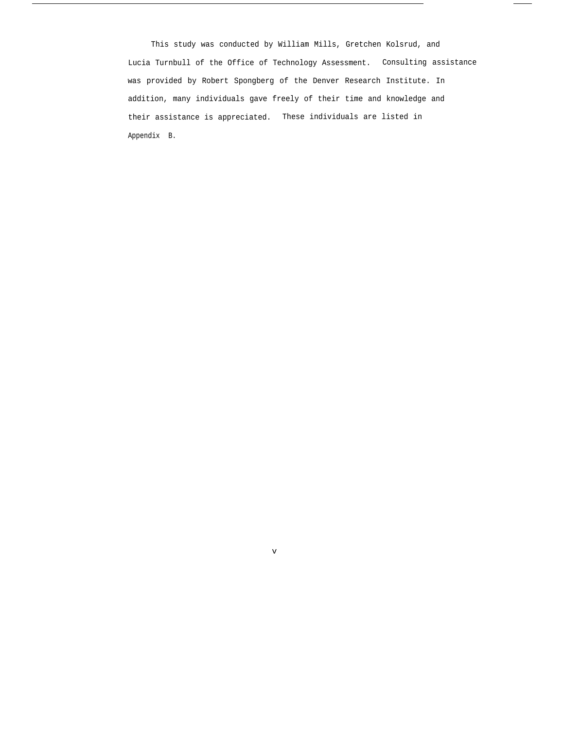This study was conducted by William Mills, Gretchen Kolsrud, and Lucia Turnbull of the Office of Technology Assessment. Consulting assistance was provided by Robert Spongberg of the Denver Research Institute. In addition, many individuals gave freely of their time and knowledge and their assistance is appreciated. These individuals are listed in Appendix B.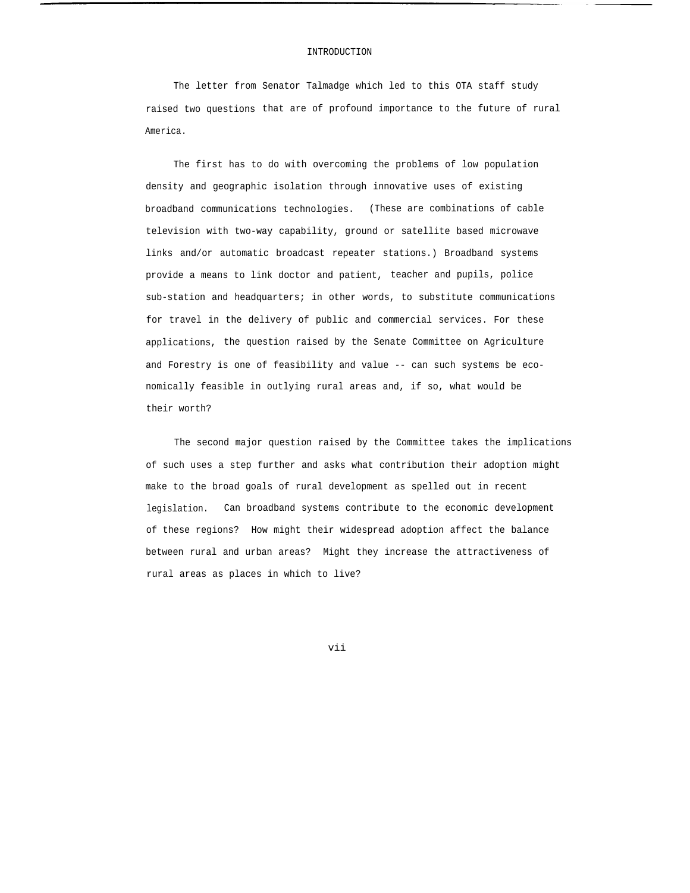# INTRODUCTION

The letter from Senator Talmadge which led to this OTA staff study raised two questions that are of profound importance to the future of rural America.

The first has to do with overcoming the problems of low population density and geographic isolation through innovative uses of existing broadband communications technologies. (These are combinations of cable television with two-way capability, ground or satellite based microwave links and/or automatic broadcast repeater stations.) Broadband systems provide a means to link doctor and patient, teacher and pupils, police sub-station and headquarters; in other words, to substitute communications for travel in the delivery of public and commercial services. For these applications, the question raised by the Senate Committee on Agriculture and Forestry is one of feasibility and value -- can such systems be economically feasible in outlying rural areas and, if so, what would be their worth?

The second major question raised by the Committee takes the implications of such uses a step further and asks what contribution their adoption might make to the broad goals of rural development as spelled out in recent legislation. Can broadband systems contribute to the economic development of these regions? How might their widespread adoption affect the balance between rural and urban areas? Might they increase the attractiveness of rural areas as places in which to live?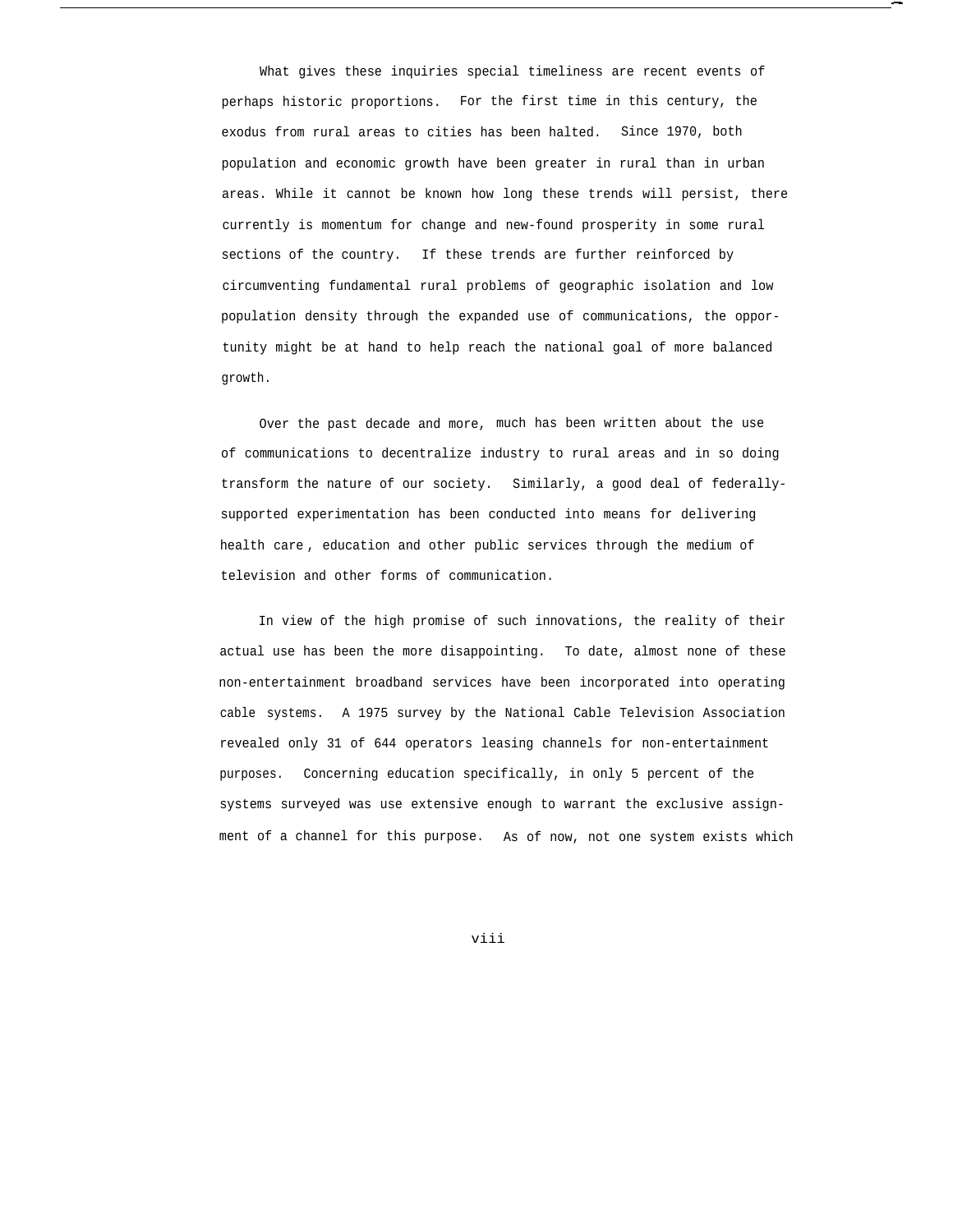What gives these inquiries special timeliness are recent events of perhaps historic proportions. For the first time in this century, the exodus from rural areas to cities has been halted. Since 1970, both population and economic growth have been greater in rural than in urban areas. While it cannot be known how long these trends will persist, there currently is momentum for change and new-found prosperity in some rural sections of the country. If these trends are further reinforced by circumventing fundamental rural problems of geographic isolation and low population density through the expanded use of communications, the opportunity might be at hand to help reach the national goal of more balanced growth.

Over the past decade and more, much has been written about the use of communications to decentralize industry to rural areas and in so doing transform the nature of our society. Similarly, a good deal of federally-supported experimentation has been conducted into means for delivering health care, education and other public services through the medium of television and other forms of communication.

In view of the high promise of such innovations, the reality of their actual use has been the more disappointing. To date, almost none of these non-entertainment broadband services have been incorporated into operating cable systems. A 1975 survey by the National Cable Television Association revealed only 31 of 644 operators leasing channels for non-entertainment purposes. Concerning education specifically, in only 5 percent of the systems surveyed was use extensive enough to warrant the exclusive assignment of a channel for this purpose. As of now, not one system exists which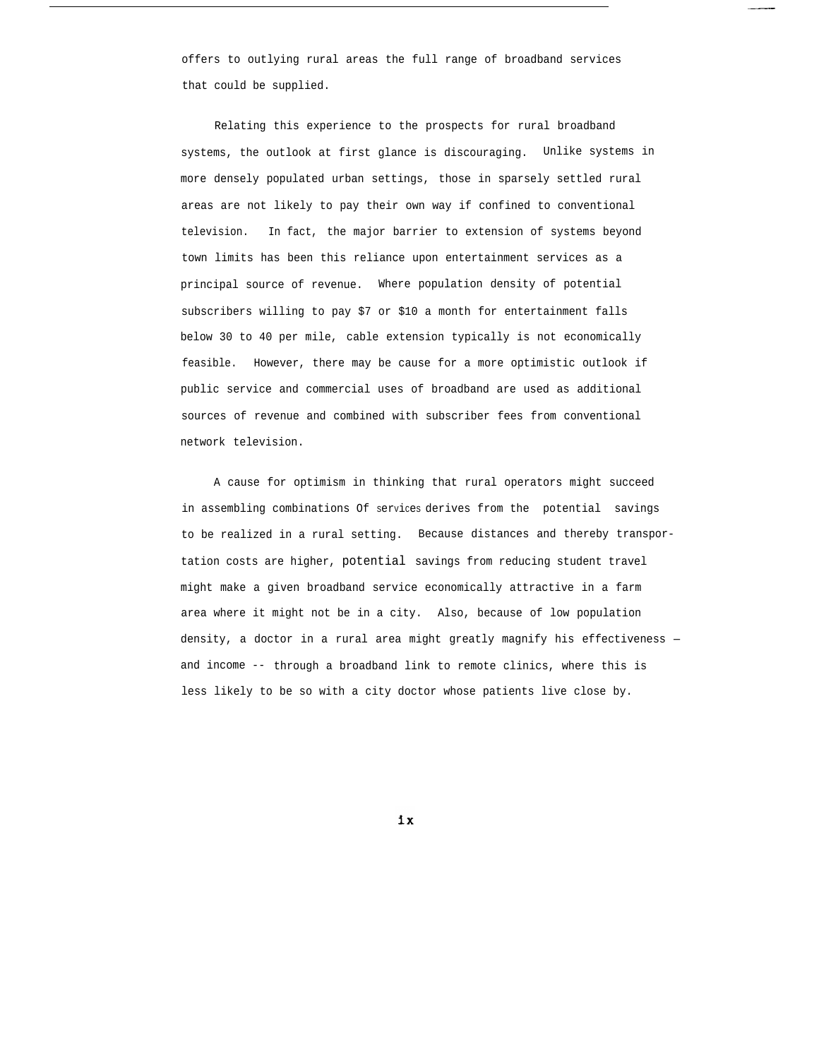offers to outlying rural areas the full range of broadband services that could be supplied.

Relating this experience to the prospects for rural broadband systems, the outlook at first glance is discouraging. Unlike systems in more densely populated urban settings, those in sparsely settled rural areas are not likely to pay their own way if confined to conventional television. In fact, the major barrier to extension of systems beyond town limits has been this reliance upon entertainment services as a principal source of revenue. Where population density of potential subscribers willing to pay $7 or $10 a month for entertainment falls below 30 to 40 per mile, cable extension typically is not economically feasible. However, there may be cause for a more optimistic outlook if public service and commercial uses of broadband are used as additional sources of revenue and combined with subscriber fees from conventional network television.

A cause for optimism in thinking that rural operators might succeed in assembling combinations Of services derives from the potential savings to be realized in a rural setting. Because distances and thereby transportation costs are higher, potential savings from reducing student travel might make a given broadband service economically attractive in a farm area where it might not be in a city. Also, because of low population density, a doctor in a rural area might greatly magnify his effectiveness — and income -- through a broadband link to remote clinics, where this is less likely to be so with a city doctor whose patients live close by.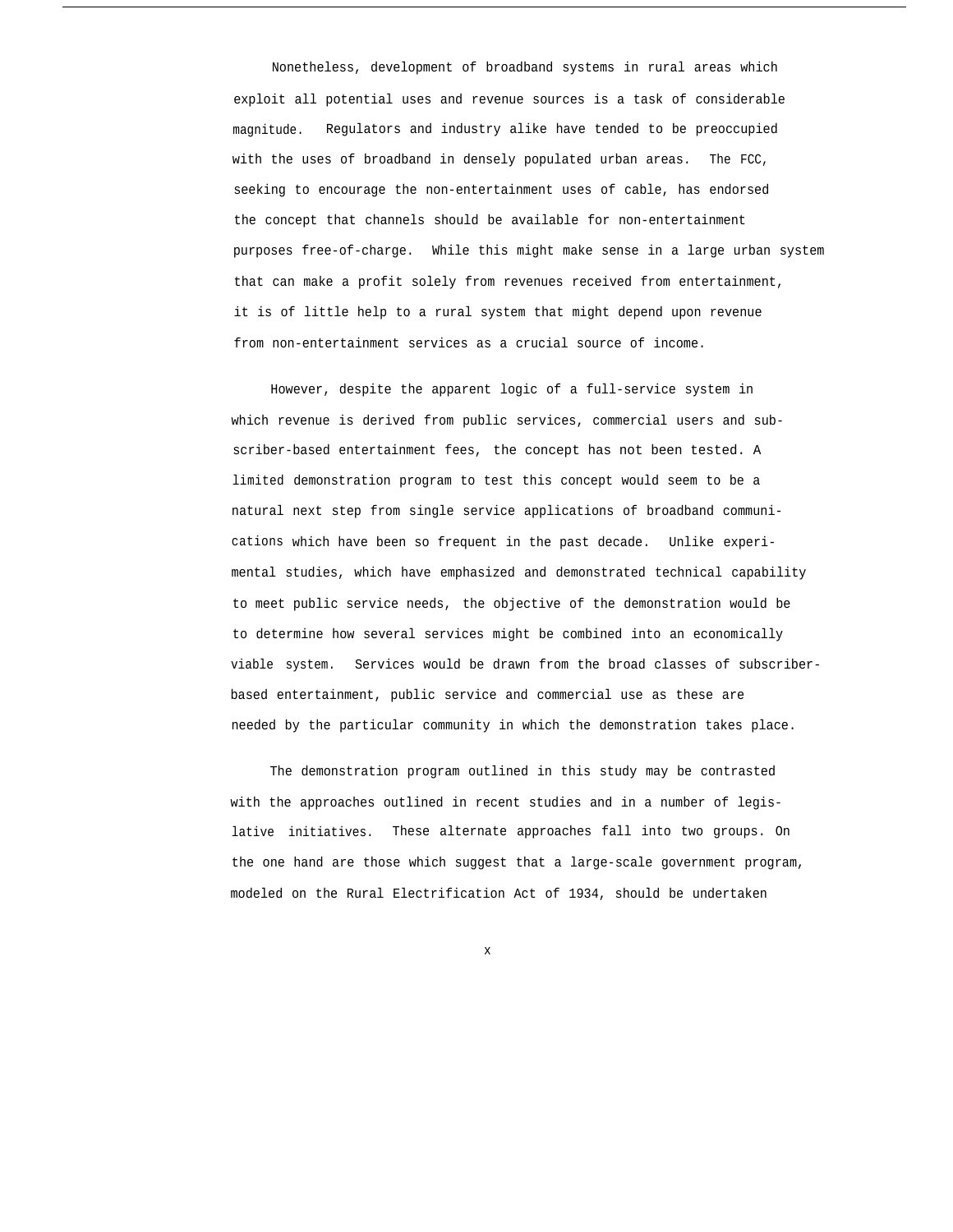Nonetheless, development of broadband systems in rural areas which exploit all potential uses and revenue sources is a task of considerable magnitude. Regulators and industry alike have tended to be preoccupied with the uses of broadband in densely populated urban areas. The FCC, seeking to encourage the non-entertainment uses of cable, has endorsed the concept that channels should be available for non-entertainment purposes free-of-charge. While this might make sense in a large urban system that can make a profit solely from revenues received from entertainment, it is of little help to a rural system that might depend upon revenue from non-entertainment services as a crucial source of income.

However, despite the apparent logic of a full-service system in which revenue is derived from public services, commercial users and subscriber-based entertainment fees, the concept has not been tested. A limited demonstration program to test this concept would seem to be a natural next step from single service applications of broadband communications which have been so frequent in the past decade. Unlike experimental studies, which have emphasized and demonstrated technical capability to meet public service needs, the objective of the demonstration would be to determine how several services might be combined into an economically viable system. Services would be drawn from the broad classes of subscriber-based entertainment, public service and commercial use as these are needed by the particular community in which the demonstration takes place.

The demonstration program outlined in this study may be contrasted with the approaches outlined in recent studies and in a number of legislative initiatives. These alternate approaches fall into two groups. On the one hand are those which suggest that a large-scale government program, modeled on the Rural Electrification Act of 1934, should be undertaken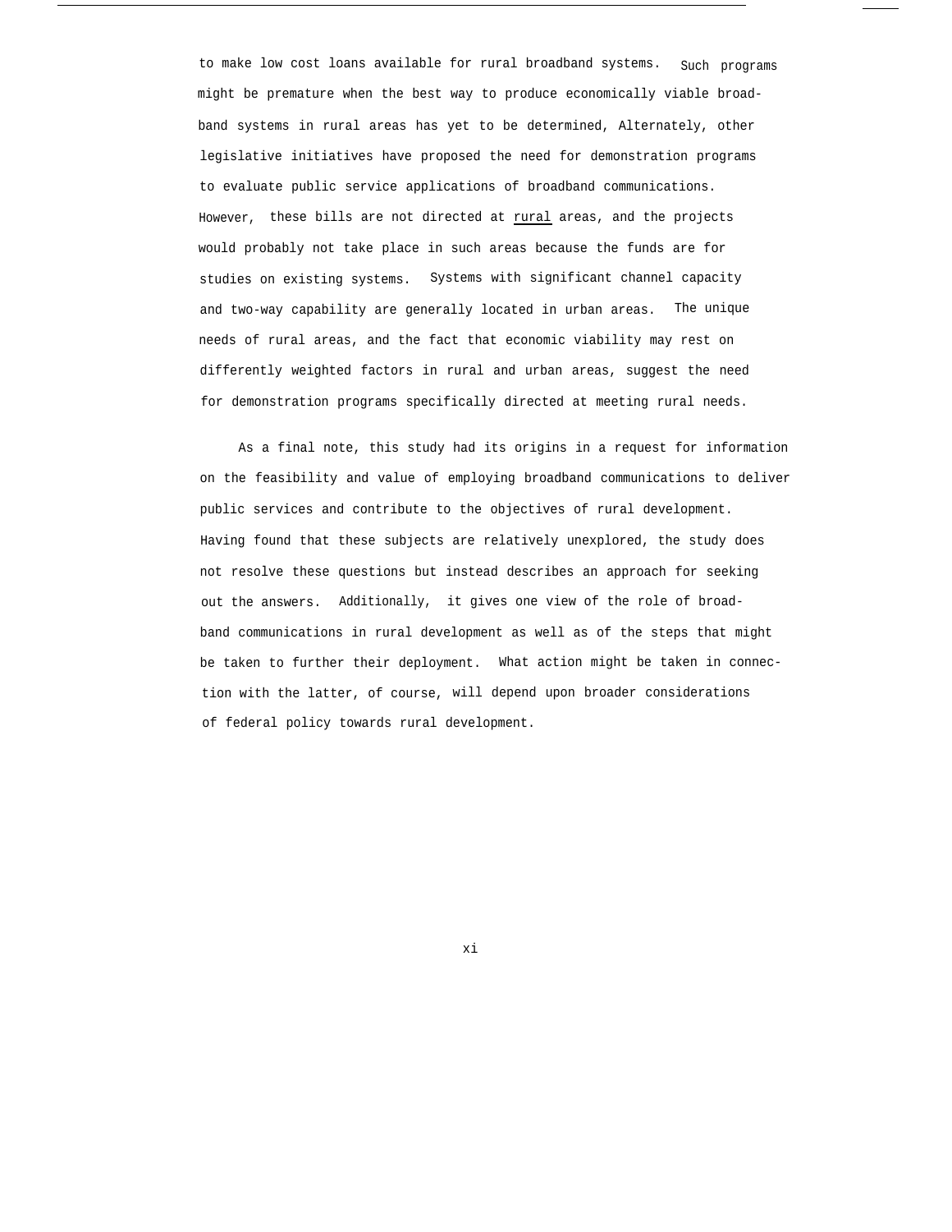to make low cost loans available for rural broadband systems. Such programs might be premature when the best way to produce economically viable broadband systems in rural areas has yet to be determined, Alternately, other legislative initiatives have proposed the need for demonstration programs to evaluate public service applications of broadband communications. However, these bills are not directed at <u>rural</u> areas, and the projects would probably not take place in such areas because the funds are for studies on existing systems. Systems with significant channel capacity and two-way capability are generally located in urban areas. The unique needs of rural areas, and the fact that economic viability may rest on differently weighted factors in rural and urban areas, suggest the need for demonstration programs specifically directed at meeting rural needs.

As a final note, this study had its origins in a request for information on the feasibility and value of employing broadband communications to deliver public services and contribute to the objectives of rural development. Having found that these subjects are relatively unexplored, the study does not resolve these questions but instead describes an approach for seeking out the answers. Additionally, it gives one view of the role of broadband communications in rural development as well as of the steps that might be taken to further their deployment. What action might be taken in connection with the latter, of course, will depend upon broader considerations of federal policy towards rural development.